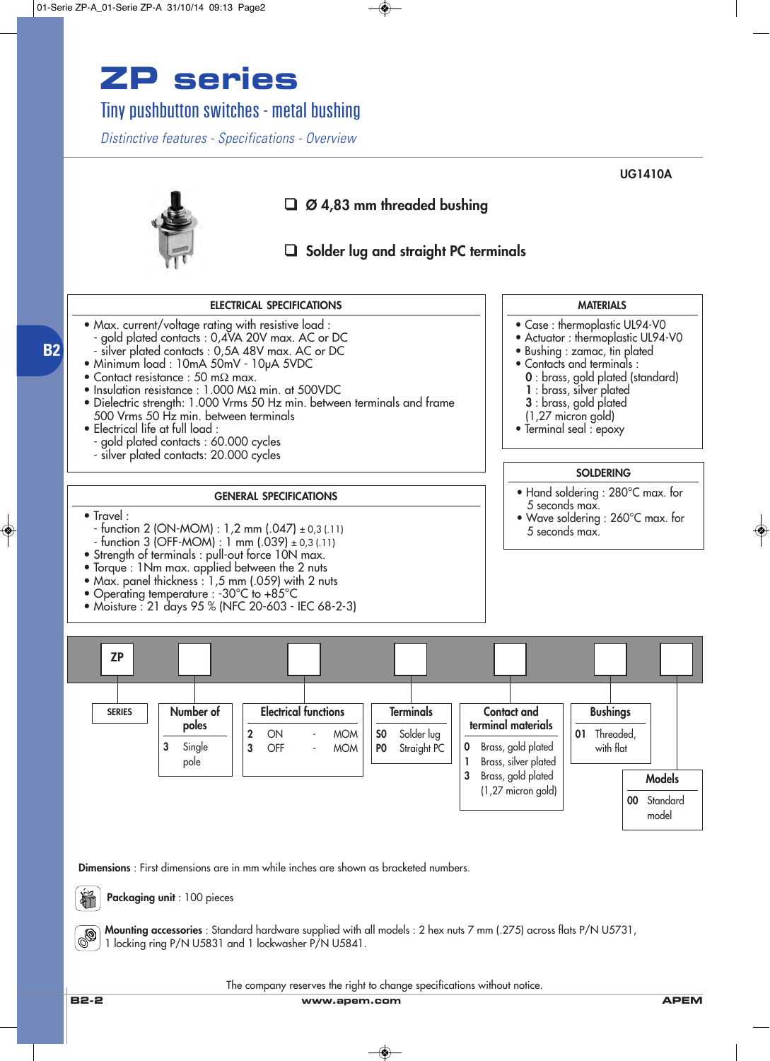# ZP series

## Tiny pushbutton switches - metal bushing

*Distinctive features - Specifications - Overview*

**UG1410A**

- ❑ **Ø 4,83 mm threaded bushing**
- ❑ **Solder lug and straight PC terminals**

### ELECTRICAL SPECIFICATIONS

- Max. current/voltage rating with resistive load :
  - gold plated contacts : 0,4VA 20V max. AC or DC
  - silver plated contacts : 0,5A 48V max. AC or DC
- Minimum load : 10mA 50mV - 10µA 5VDC
- Contact resistance : 50 mΩ max.
- Insulation resistance : 1.000 MΩ min. at 500VDC
- Dielectric strength: 1.000 Vrms 50 Hz min. between terminals and frame 500 Vrms 50 Hz min. between terminals
- Electrical life at full load :
  - gold plated contacts : 60.000 cycles
  - silver plated contacts: 20.000 cycles

### MATERIALS

- Case : thermoplastic UL94-V0
- Actuator : thermoplastic UL94-V0
- Bushing : zamac, tin plated
- Contacts and terminals :
  - **0** : brass, gold plated (standard)
  - **1** : brass, silver plated
  - **3** : brass, gold plated (1,27 micron gold)
- Terminal seal : epoxy

### SOLDERING

- Hand soldering : 280°C max. for 5 seconds max.
- Wave soldering : 260°C max. for 5 seconds max.

### GENERAL SPECIFICATIONS

- Travel :
  - function 2 (ON-MOM) : 1,2 mm (.047) ± 0,3 (.11)
  - function 3 (OFF-MOM) : 1 mm (.039) ± 0,3 (.11)
- Strength of terminals : pull-out force 10N max.
- Torque : 1Nm max. applied between the 2 nuts
- Max. panel thickness : 1,5 mm (.059) with 2 nuts
- Operating temperature : -30°C to +85°C
- Moisture : 21 days 95 % (NFC 20-603 - IEC 68-2-3)

### Ordering code: ZP ☐ ☐ ☐ ☐ ☐ ☐

| SERIES | Number of poles | Electrical functions | Terminals | Contact and terminal materials | Bushings | Models |
|---|---|---|---|---|---|---|
| ZP | 3 Single pole | 2 ON - MOM | S0 Solder lug | 0 Brass, gold plated | 01 Threaded, with flat | 00 Standard model |
| | | 3 OFF - MOM | P0 Straight PC | 1 Brass, silver plated | | |
| | | | | 3 Brass, gold plated (1,27 micron gold) | | |

**Dimensions** : First dimensions are in mm while inches are shown as bracketed numbers.

**Packaging unit** : 100 pieces

**Mounting accessories** : Standard hardware supplied with all models : 2 hex nuts 7 mm (.275) across flats P/N U5731, 1 locking ring P/N U5831 and 1 lockwasher P/N U5841.

The company reserves the right to change specifications without notice.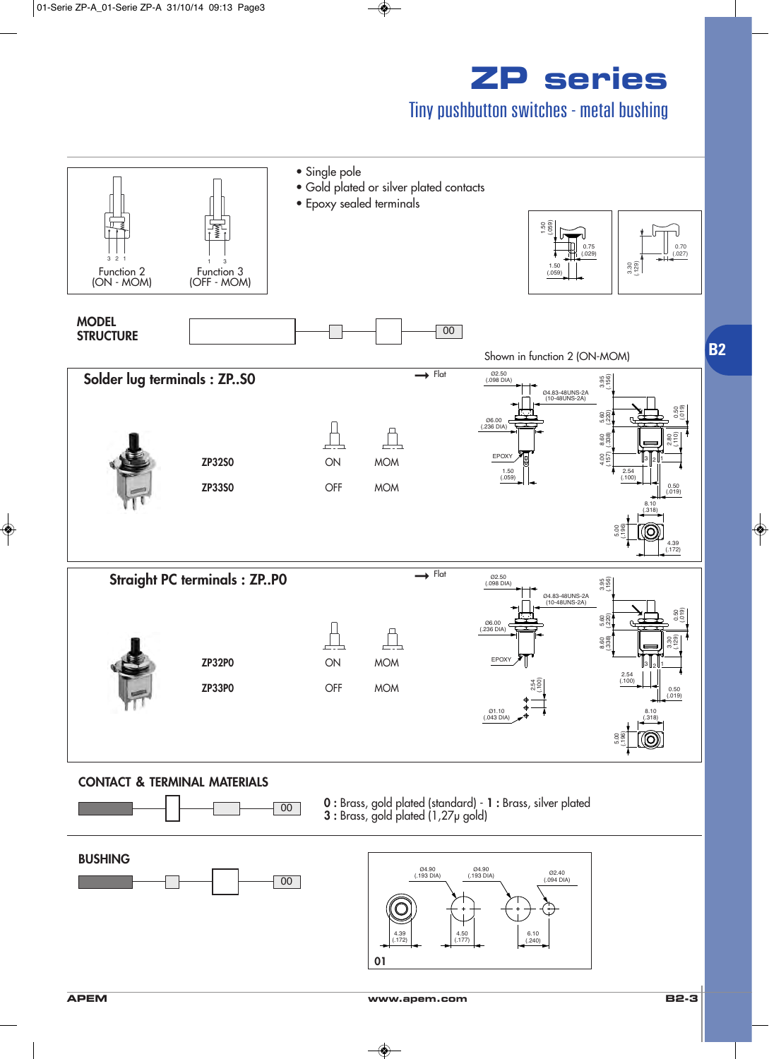# ZP series

## Tiny pushbutton switches - metal bushing

Function 2 (ON - MOM)

Function 3 (OFF - MOM)

- Single pole
- Gold plated or silver plated contacts
- Epoxy sealed terminals

## MODEL STRUCTURE

00

Shown in function 2 (ON-MOM)

### Solder lug terminals : ZP..S0

| | | |
|---|---|---|
| ZP32S0 | ON | MOM |
| ZP33S0 | OFF | MOM |

Flat

Ø2.50 (.098 DIA)
Ø4.83-48UNS-2A (10-48UNS-2A)
Ø6.00 (.236 DIA)
EPOXY
1.50 (.059)
3.95 (.156)
5.60 (.220)
8.60 (.338)
4.00 (.157)
2.80 (.110)
0.50 (.019)
2.54 (.100)
0.50 (.019)
8.10 (.318)
5.00 (.196)
4.39 (.172)

### Straight PC terminals : ZP..P0

| | | |
|---|---|---|
| ZP32P0 | ON | MOM |
| ZP33P0 | OFF | MOM |

Flat

Ø2.50 (.098 DIA)
Ø4.83-48UNS-2A (10-48UNS-2A)
Ø6.00 (.236 DIA)
EPOXY
2.54 (.100)
Ø1.10 (.043 DIA)
3.95 (.156)
5.60 (.220)
8.60 (.338)
3.30 (.129)
0.50 (.019)
2.54 (.100)
0.50 (.019)
8.10 (.318)
5.00 (.196)

## CONTACT & TERMINAL MATERIALS

00

**0 :** Brass, gold plated (standard) - **1 :** Brass, silver plated
**3 :** Brass, gold plated (1,27μ gold)

## BUSHING

00

Ø4.90 (.193 DIA)
Ø4.90 (.193 DIA)
Ø2.40 (.094 DIA)
4.39 (.172)
4.50 (.177)
6.10 (.240)

**01**